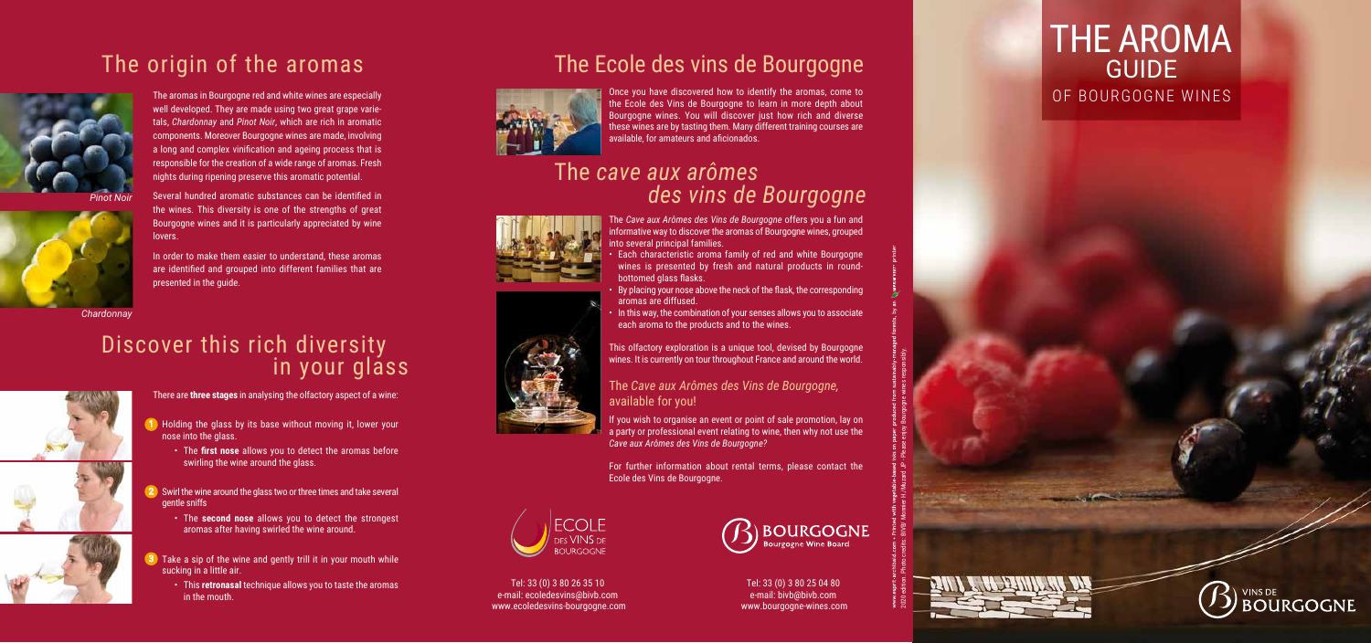# THE AROMA GUIDE OF BOURGOGNE WINES

## The origin of the aromas

The aromas in Bourgogne red and white wines are especially well developed. They are made using two great grape varietals, *Chardonnay* and *Pinot Noir*, which are rich in aromatic components. Moreover Bourgogne wines are made, involving a long and complex vinification and ageing process that is responsible for the creation of a wide range of aromas. Fresh nights during ripening preserve this aromatic potential.

Several hundred aromatic substances can be identified in the wines. This diversity is one of the strengths of great Bourgogne wines and it is particularly appreciated by wine lovers.

In order to make them easier to understand, these aromas are identified and grouped into different families that are presented in the guide.

*Pinot Noir*

*Chardonnay*

## Discover this rich diversity in your glass

There are **three stages** in analysing the olfactory aspect of a wine:

1. Holding the glass by its base without moving it, lower your nose into the glass.
   - The **first nose** allows you to detect the aromas before swirling the wine around the glass.
2. Swirl the wine around the glass two or three times and take several gentle sniffs
   - The **second nose** allows you to detect the strongest aromas after having swirled the wine around.
3. Take a sip of the wine and gently trill it in your mouth while sucking in a little air.
   - This **retronasal** technique allows you to taste the aromas in the mouth.

## The Ecole des vins de Bourgogne

Once you have discovered how to identify the aromas, come to the Ecole des Vins de Bourgogne to learn in more depth about Bourgogne wines. You will discover just how rich and diverse these wines are by tasting them. Many different training courses are available, for amateurs and aficionados.

## The *cave aux arômes des vins de Bourgogne*

The *Cave aux Arômes des Vins de Bourgogne* offers you a fun and informative way to discover the aromas of Bourgogne wines, grouped into several principal families.

- Each characteristic aroma family of red and white Bourgogne wines is presented by fresh and natural products in round-bottomed glass flasks.
- By placing your nose above the neck of the flask, the corresponding aromas are diffused.
- In this way, the combination of your senses allows you to associate each aroma to the products and to the wines.

This olfactory exploration is a unique tool, devised by Bourgogne wines. It is currently on tour throughout France and around the world.

### The *Cave aux Arômes des Vins de Bourgogne,* available for you!

If you wish to organise an event or point of sale promotion, lay on a party or professional event relating to wine, then why not use the *Cave aux Arômes des Vins de Bourgogne?*

For further information about rental terms, please contact the Ecole des Vins de Bourgogne.

ECOLE DES VINS DE BOURGOGNE

Tel: 33 (0) 3 80 26 35 10
e-mail: ecoledesvins@bivb.com
www.ecoledesvins-bourgogne.com

BOURGOGNE Bourgogne Wine Board

Tel: 33 (0) 3 80 25 04 80
e-mail: bivb@bivb.com
www.bourgogne-wines.com

www.esprit-occitaloi.com - Printed with vegetable-based inks on paper produced from sustainably-managed forests, by an imprimvert printer
2020 edition. Photo credits: BIVB/ Mennie H./Muzard JP - Please enjoy Bourgogne wines responsibly.

VINS DE BOURGOGNE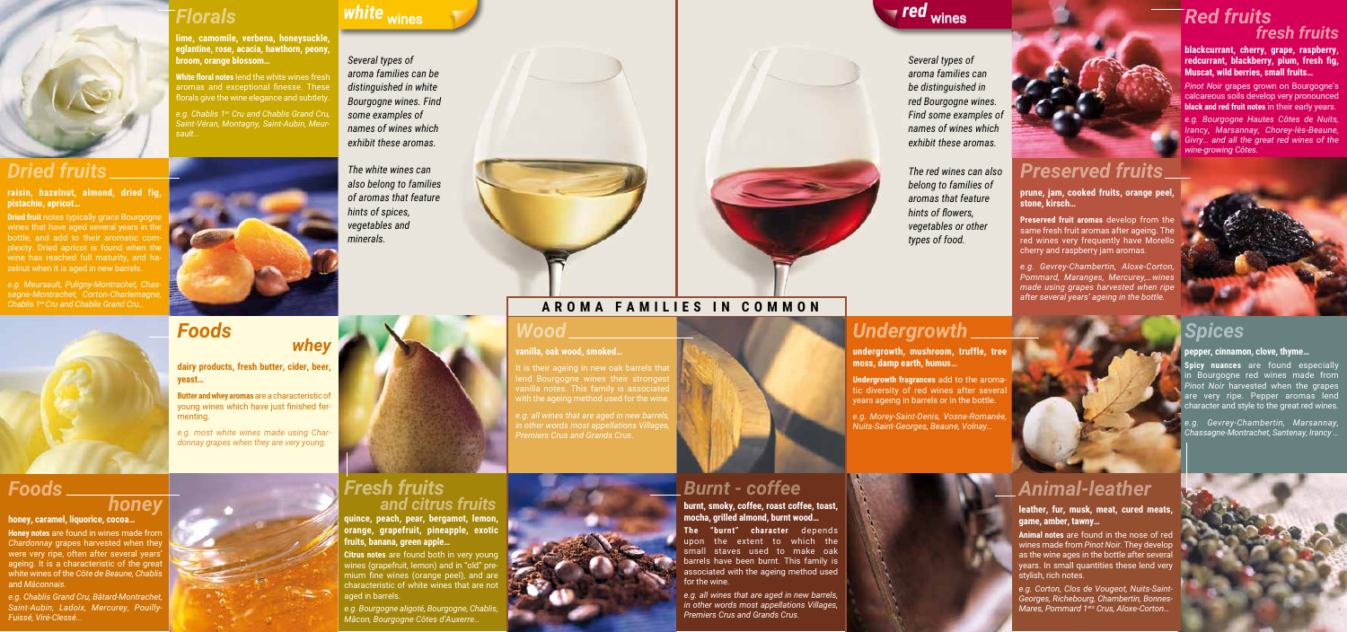## *white* wines

*Several types of aroma families can be distinguished in white Bourgogne wines. Find some examples of names of wines which exhibit these aromas.*

*The white wines can also belong to families of aromas that feature hints of spices, vegetables and minerals.*

### *Florals*

**lime, camomile, verbena, honeysuckle, eglantine, rose, acacia, hawthorn, peony, broom, orange blossom…**

**White floral notes** lend the white wines fresh aromas and exceptional finesse. These florals give the wine elegance and subtlety.

*e.g. Chablis 1er Cru and Chablis Grand Cru, Saint-Véran, Montagny, Saint-Aubin, Meursault…*

### *Dried fruits*

**raisin, hazelnut, almond, dried fig, pistachio, apricot…**

**Dried fruit** notes typically grace Bourgogne wines that have aged several years in the bottle, and add to their aromatic complexity. Dried apricot is found when the wine has reached full maturity, and hazelnut when it is aged in new barrels.

*e.g. Meursault, Puligny-Montrachet, Chassagne-Montrachet, Corton-Charlemagne, Chablis 1er Cru and Chablis Grand Cru…*

### *Foods whey*

**dairy products, fresh butter, cider, beer, yeast…**

**Butter and whey aromas** are a characteristic of young wines which have just finished fermenting.

*e.g. most white wines made using Chardonnay grapes when they are very young.*

### *Foods honey*

**honey, caramel, liquorice, cocoa…**

**Honey notes** are found in wines made from *Chardonnay* grapes harvested when they were very ripe, often after several years' ageing. It is a characteristic of the great white wines of the *Côte de Beaune, Chablis* and *Mâconnais*.

*e.g. Chablis Grand Cru, Bâtard-Montrachet, Saint-Aubin, Ladoix, Mercurey, Pouilly-Fuissé, Viré-Clessé…*

### *Fresh fruits and citrus fruits*

**quince, peach, pear, bergamot, lemon, orange, grapefruit, pineapple, exotic fruits, banana, green apple…**

**Citrus notes** are found both in very young wines (grapefruit, lemon) and in "old" premium fine wines (orange peel), and are characteristic of white wines that are not aged in barrels.

*e.g. Bourgogne aligoté, Bourgogne, Chablis, Mâcon, Bourgogne Côtes d'Auxerre…*

## AROMA FAMILIES IN COMMON

### *Wood*

**vanilla, oak wood, smoked…**

It is their ageing in new oak barrels that lend Bourgogne wines their strongest vanilla notes. This family is associated with the ageing method used for the wine.

*e.g. all wines that are aged in new barrels, in other words most appellations Villages, Premiers Crus and Grands Crus.*

### *Burnt - coffee*

**burnt, smoky, coffee, roast coffee, toast, mocha, grilled almond, burnt wood…**

**The "burnt" character** depends upon the extent to which the small staves used to make oak barrels have been burnt. This family is associated with the ageing method used for the wine.

*e.g. all wines that are aged in new barrels, in other words most appellations Villages, Premiers Crus and Grands Crus.*

## *red* wines

*Several types of aroma families can be distinguished in red Bourgogne wines. Find some examples of names of wines which exhibit these aromas.*

*The red wines can also belong to families of aromas that feature hints of flowers, vegetables or other types of food.*

### *Red fruits fresh fruits*

**blackcurrant, cherry, grape, raspberry, redcurrant, blackberry, plum, fresh fig, Muscat, wild berries, small fruits…**

*Pinot Noir* grapes grown on Bourgogne's calcareous soils develop very pronounced **black and red fruit notes** in their early years.

*e.g. Bourgogne Hautes Côtes de Nuits, Irancy, Marsannay, Chorey-lès-Beaune, Givry… and all the great red wines of the wine-growing Côtes.*

### *Preserved fruits*

**prune, jam, cooked fruits, orange peel, stone, kirsch…**

**Preserved fruit aromas** develop from the same fresh fruit aromas after ageing. The red wines very frequently have Morello cherry and raspberry jam aromas.

*e.g. Gevrey-Chambertin, Aloxe-Corton, Pommard, Maranges, Mercurey,…wines made using grapes harvested when ripe after several years' ageing in the bottle.*

### *Undergrowth*

**undergrowth, mushroom, truffle, tree moss, damp earth, humus…**

**Undergrowth fragrances** add to the aromatic diversity of red wines after several years ageing in barrels or in the bottle.

*e.g. Morey-Saint-Denis, Vosne-Romanée, Nuits-Saint-Georges, Beaune, Volnay…*

### *Spices*

**pepper, cinnamon, clove, thyme…**

**Spicy nuances** are found especially in Bourgogne red wines made from *Pinot Noir* harvested when the grapes are very ripe. Pepper aromas lend character and style to the great red wines.

*e.g. Gevrey-Chambertin, Marsannay, Chassagne-Montrachet, Santenay, Irancy…*

### *Animal-leather*

**leather, fur, musk, meat, cured meats, game, amber, tawny…**

**Animal notes** are found in the nose of red wines made from *Pinot Noir*. They develop as the wine ages in the bottle after several years. In small quantities these lend very stylish, rich notes.

*e.g. Corton, Clos de Vougeot, Nuits-Saint-Georges, Richebourg, Chambertin, Bonnes-Mares, Pommard 1ers Crus, Aloxe-Corton…*